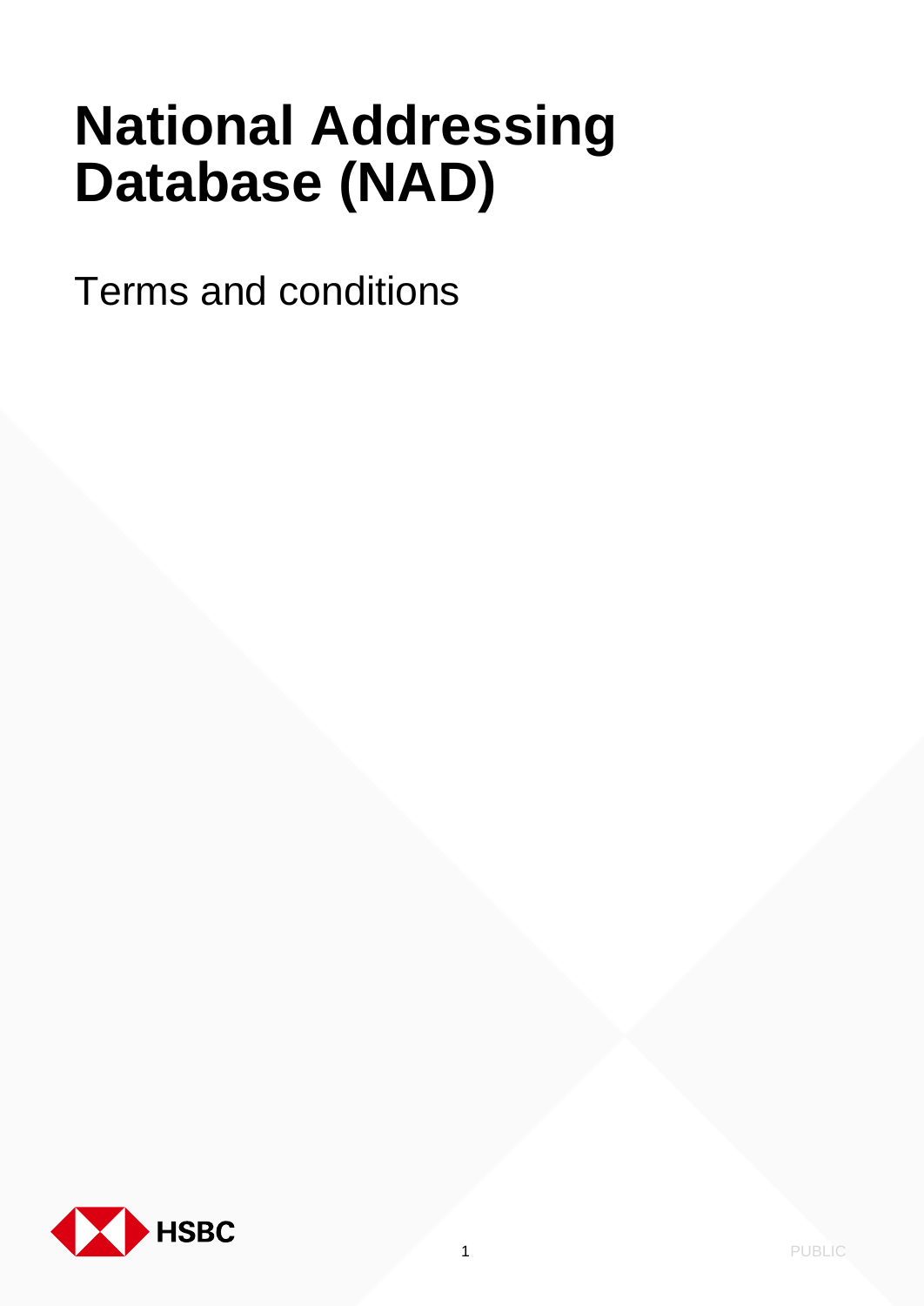# National Addressing Database (NAD)

Terms and conditions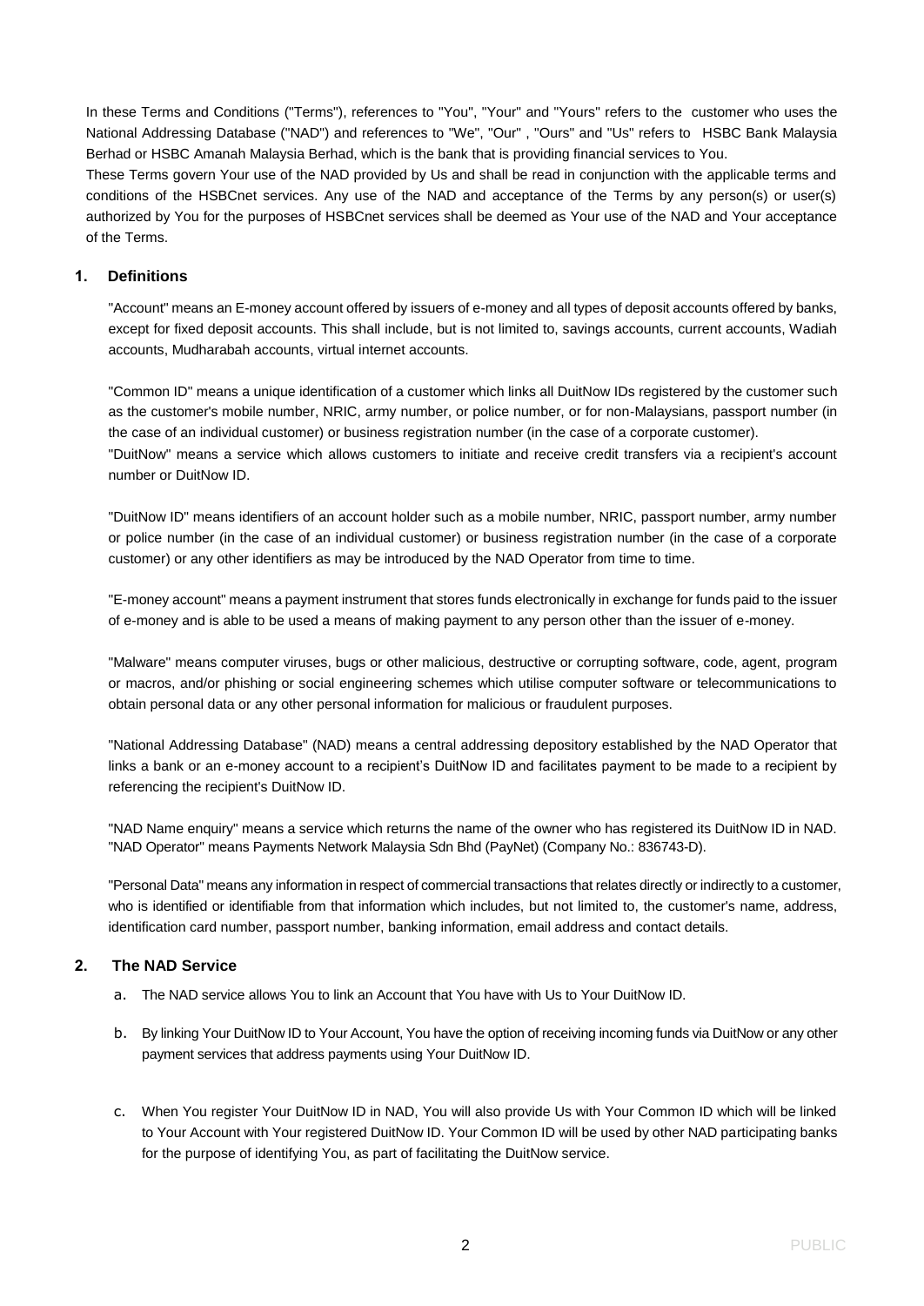In these Terms and Conditions ("Terms"), references to "You", "Your" and "Yours" refers to the customer who uses the National Addressing Database ("NAD") and references to "We", "Our" , "Ours" and "Us" refers to HSBC Bank Malaysia Berhad or HSBC Amanah Malaysia Berhad, which is the bank that is providing financial services to You.

These Terms govern Your use of the NAD provided by Us and shall be read in conjunction with the applicable terms and conditions of the HSBCnet services. Any use of the NAD and acceptance of the Terms by any person(s) or user(s) authorized by You for the purposes of HSBCnet services shall be deemed as Your use of the NAD and Your acceptance of the Terms.

## 1. Definitions

"Account" means an E-money account offered by issuers of e-money and all types of deposit accounts offered by banks, except for fixed deposit accounts. This shall include, but is not limited to, savings accounts, current accounts, Wadiah accounts, Mudharabah accounts, virtual internet accounts.

"Common ID" means a unique identification of a customer which links all DuitNow IDs registered by the customer such as the customer's mobile number, NRIC, army number, or police number, or for non-Malaysians, passport number (in the case of an individual customer) or business registration number (in the case of a corporate customer).

"DuitNow" means a service which allows customers to initiate and receive credit transfers via a recipient's account number or DuitNow ID.

"DuitNow ID" means identifiers of an account holder such as a mobile number, NRIC, passport number, army number or police number (in the case of an individual customer) or business registration number (in the case of a corporate customer) or any other identifiers as may be introduced by the NAD Operator from time to time.

"E-money account" means a payment instrument that stores funds electronically in exchange for funds paid to the issuer of e-money and is able to be used a means of making payment to any person other than the issuer of e-money.

"Malware" means computer viruses, bugs or other malicious, destructive or corrupting software, code, agent, program or macros, and/or phishing or social engineering schemes which utilise computer software or telecommunications to obtain personal data or any other personal information for malicious or fraudulent purposes.

"National Addressing Database" (NAD) means a central addressing depository established by the NAD Operator that links a bank or an e-money account to a recipient's DuitNow ID and facilitates payment to be made to a recipient by referencing the recipient's DuitNow ID.

"NAD Name enquiry" means a service which returns the name of the owner who has registered its DuitNow ID in NAD.

"NAD Operator" means Payments Network Malaysia Sdn Bhd (PayNet) (Company No.: 836743-D).

"Personal Data" means any information in respect of commercial transactions that relates directly or indirectly to a customer, who is identified or identifiable from that information which includes, but not limited to, the customer's name, address, identification card number, passport number, banking information, email address and contact details.

## 2. The NAD Service

a. The NAD service allows You to link an Account that You have with Us to Your DuitNow ID.

b. By linking Your DuitNow ID to Your Account, You have the option of receiving incoming funds via DuitNow or any other payment services that address payments using Your DuitNow ID.

c. When You register Your DuitNow ID in NAD, You will also provide Us with Your Common ID which will be linked to Your Account with Your registered DuitNow ID. Your Common ID will be used by other NAD participating banks for the purpose of identifying You, as part of facilitating the DuitNow service.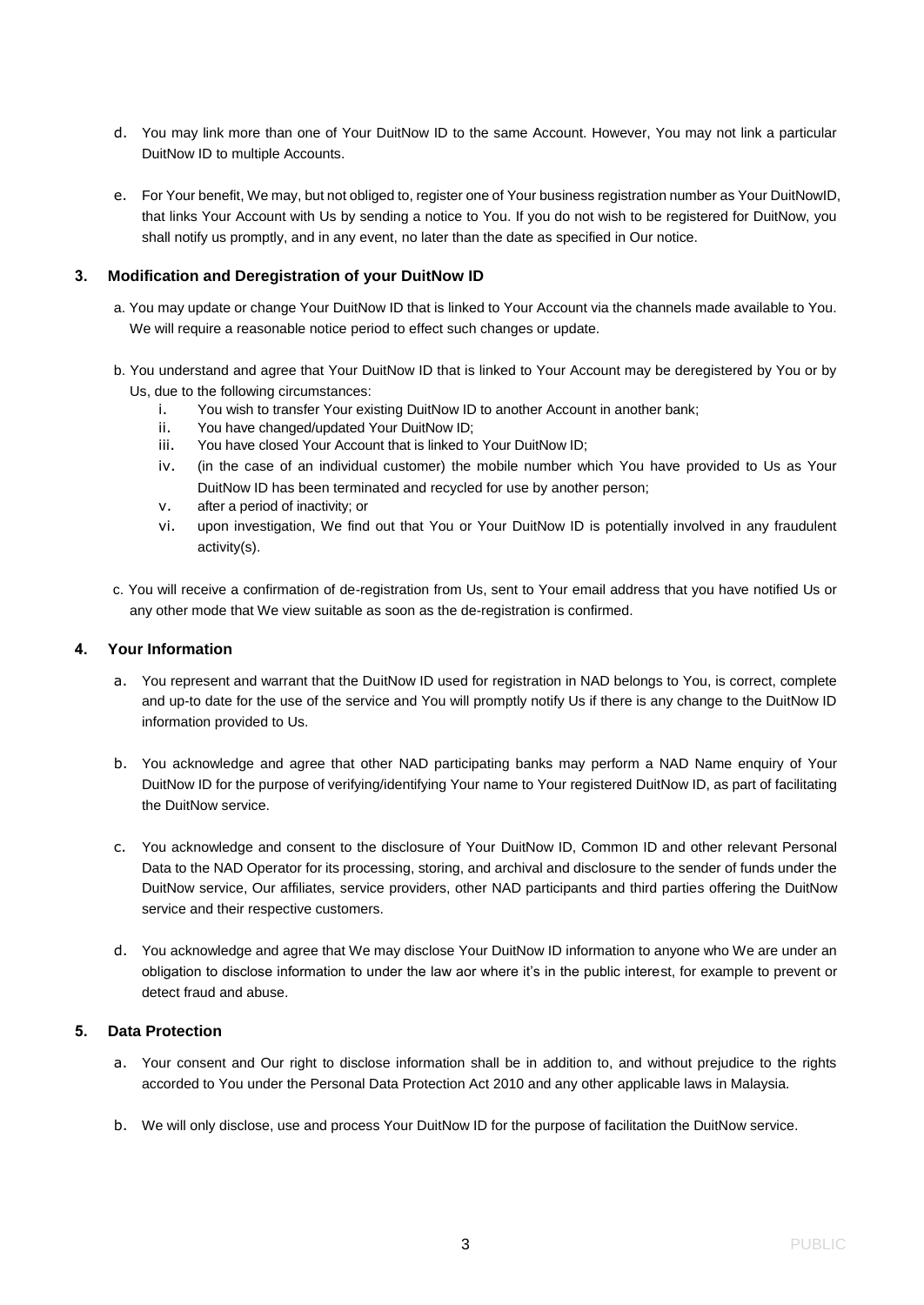d. You may link more than one of Your DuitNow ID to the same Account. However, You may not link a particular DuitNow ID to multiple Accounts.

e. For Your benefit, We may, but not obliged to, register one of Your business registration number as Your DuitNowID, that links Your Account with Us by sending a notice to You. If you do not wish to be registered for DuitNow, you shall notify us promptly, and in any event, no later than the date as specified in Our notice.

### 3. Modification and Deregistration of your DuitNow ID

a. You may update or change Your DuitNow ID that is linked to Your Account via the channels made available to You. We will require a reasonable notice period to effect such changes or update.

b. You understand and agree that Your DuitNow ID that is linked to Your Account may be deregistered by You or by Us, due to the following circumstances:

   i. You wish to transfer Your existing DuitNow ID to another Account in another bank;
   ii. You have changed/updated Your DuitNow ID;
   iii. You have closed Your Account that is linked to Your DuitNow ID;
   iv. (in the case of an individual customer) the mobile number which You have provided to Us as Your DuitNow ID has been terminated and recycled for use by another person;
   v. after a period of inactivity; or
   vi. upon investigation, We find out that You or Your DuitNow ID is potentially involved in any fraudulent activity(s).

c. You will receive a confirmation of de-registration from Us, sent to Your email address that you have notified Us or any other mode that We view suitable as soon as the de-registration is confirmed.

### 4. Your Information

a. You represent and warrant that the DuitNow ID used for registration in NAD belongs to You, is correct, complete and up-to date for the use of the service and You will promptly notify Us if there is any change to the DuitNow ID information provided to Us.

b. You acknowledge and agree that other NAD participating banks may perform a NAD Name enquiry of Your DuitNow ID for the purpose of verifying/identifying Your name to Your registered DuitNow ID, as part of facilitating the DuitNow service.

c. You acknowledge and consent to the disclosure of Your DuitNow ID, Common ID and other relevant Personal Data to the NAD Operator for its processing, storing, and archival and disclosure to the sender of funds under the DuitNow service, Our affiliates, service providers, other NAD participants and third parties offering the DuitNow service and their respective customers.

d. You acknowledge and agree that We may disclose Your DuitNow ID information to anyone who We are under an obligation to disclose information to under the law aor where it's in the public interest, for example to prevent or detect fraud and abuse.

### 5. Data Protection

a. Your consent and Our right to disclose information shall be in addition to, and without prejudice to the rights accorded to You under the Personal Data Protection Act 2010 and any other applicable laws in Malaysia.

b. We will only disclose, use and process Your DuitNow ID for the purpose of facilitation the DuitNow service.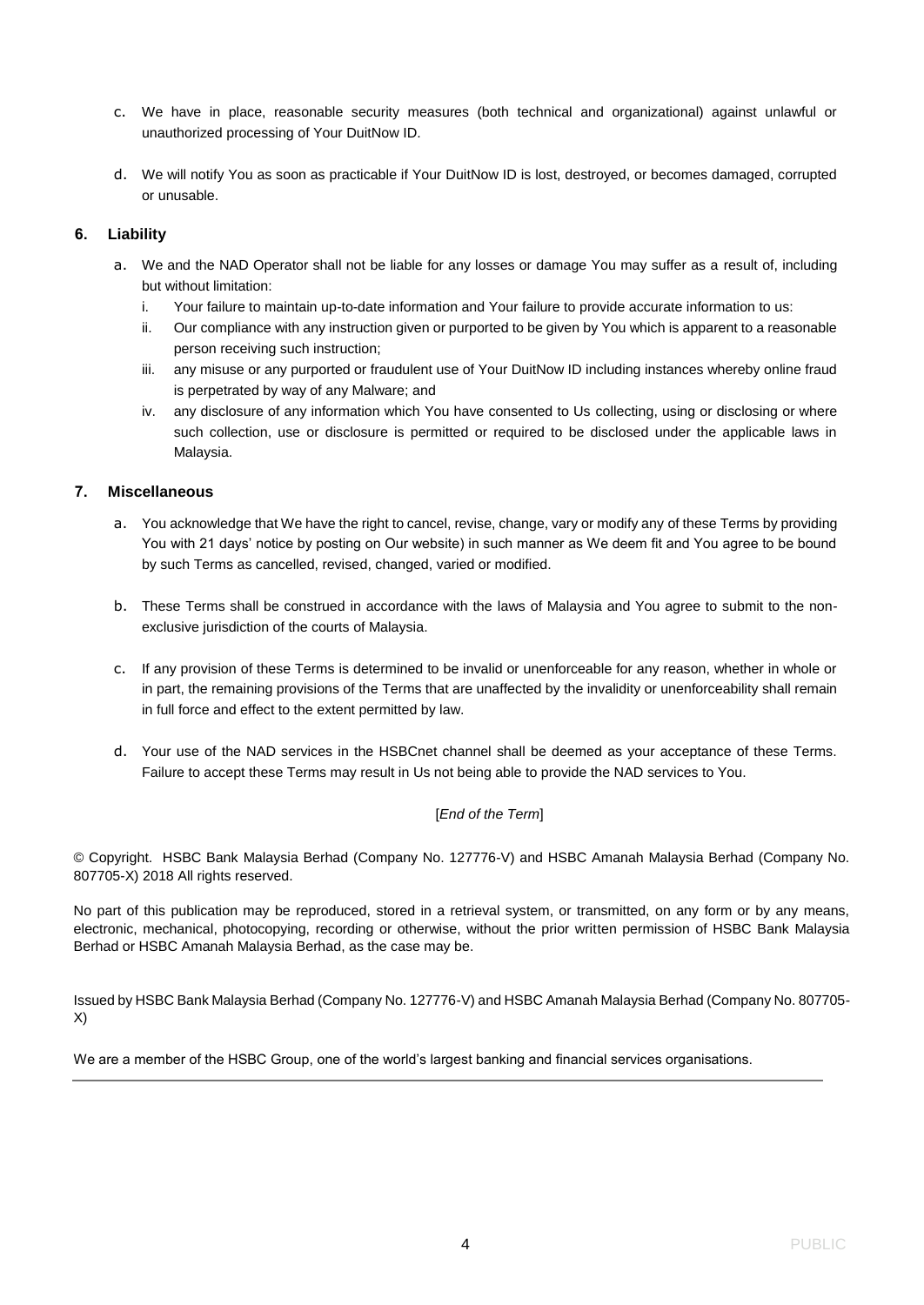c. We have in place, reasonable security measures (both technical and organizational) against unlawful or unauthorized processing of Your DuitNow ID.

d. We will notify You as soon as practicable if Your DuitNow ID is lost, destroyed, or becomes damaged, corrupted or unusable.

## 6. Liability

a. We and the NAD Operator shall not be liable for any losses or damage You may suffer as a result of, including but without limitation:

   i. Your failure to maintain up-to-date information and Your failure to provide accurate information to us:
   
   ii. Our compliance with any instruction given or purported to be given by You which is apparent to a reasonable person receiving such instruction;
   
   iii. any misuse or any purported or fraudulent use of Your DuitNow ID including instances whereby online fraud is perpetrated by way of any Malware; and
   
   iv. any disclosure of any information which You have consented to Us collecting, using or disclosing or where such collection, use or disclosure is permitted or required to be disclosed under the applicable laws in Malaysia.

## 7. Miscellaneous

a. You acknowledge that We have the right to cancel, revise, change, vary or modify any of these Terms by providing You with 21 days' notice by posting on Our website) in such manner as We deem fit and You agree to be bound by such Terms as cancelled, revised, changed, varied or modified.

b. These Terms shall be construed in accordance with the laws of Malaysia and You agree to submit to the non-exclusive jurisdiction of the courts of Malaysia.

c. If any provision of these Terms is determined to be invalid or unenforceable for any reason, whether in whole or in part, the remaining provisions of the Terms that are unaffected by the invalidity or unenforceability shall remain in full force and effect to the extent permitted by law.

d. Your use of the NAD services in the HSBCnet channel shall be deemed as your acceptance of these Terms. Failure to accept these Terms may result in Us not being able to provide the NAD services to You.

[*End of the Term*]

© Copyright. HSBC Bank Malaysia Berhad (Company No. 127776-V) and HSBC Amanah Malaysia Berhad (Company No. 807705-X) 2018 All rights reserved.

No part of this publication may be reproduced, stored in a retrieval system, or transmitted, on any form or by any means, electronic, mechanical, photocopying, recording or otherwise, without the prior written permission of HSBC Bank Malaysia Berhad or HSBC Amanah Malaysia Berhad, as the case may be.

Issued by HSBC Bank Malaysia Berhad (Company No. 127776-V) and HSBC Amanah Malaysia Berhad (Company No. 807705-X)

We are a member of the HSBC Group, one of the world's largest banking and financial services organisations.